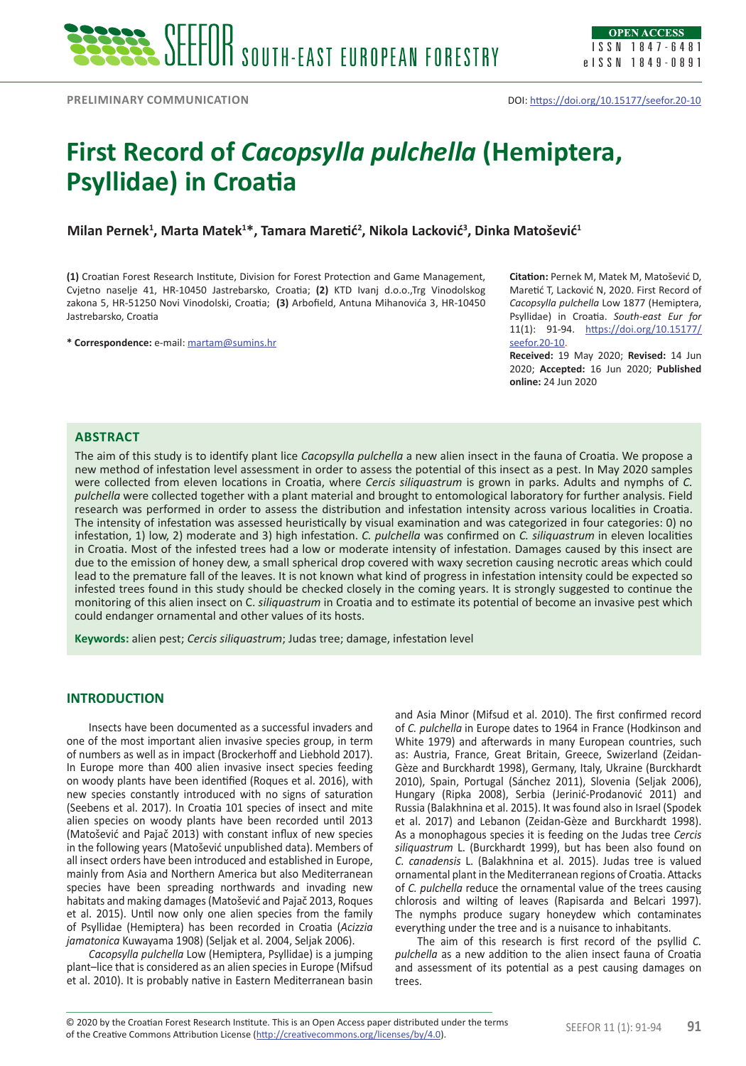PRELIMINARY COMMUNICATION

DOI: https://doi.org/10.15177/seefor.20-10

# First Record of *Cacopsylla pulchella* (Hemiptera, Psyllidae) in Croatia

**Milan Pernek[1], Marta Matek[1]*, Tamara Maretić[2], Nikola Lacković[3], Dinka Matošević[1]**

**(1)** Croatian Forest Research Institute, Division for Forest Protection and Game Management, Cvjetno naselje 41, HR-10450 Jastrebarsko, Croatia; **(2)** KTD Ivanj d.o.o.,Trg Vinodolskog zakona 5, HR-51250 Novi Vinodolski, Croatia; **(3)** Arbofield, Antuna Mihanovića 3, HR-10450 Jastrebarsko, Croatia

**\* Correspondence:** e-mail: martam@sumins.hr

**Citation:** Pernek M, Matek M, Matošević D, Maretić T, Lacković N, 2020. First Record of *Cacopsylla pulchella* Low 1877 (Hemiptera, Psyllidae) in Croatia. *South-east Eur for* 11(1): 91-94. https://doi.org/10.15177/seefor.20-10.

**Received:** 19 May 2020; **Revised:** 14 Jun 2020; **Accepted:** 16 Jun 2020; **Published online:** 24 Jun 2020

## ABSTRACT

The aim of this study is to identify plant lice *Cacopsylla pulchella* a new alien insect in the fauna of Croatia. We propose a new method of infestation level assessment in order to assess the potential of this insect as a pest. In May 2020 samples were collected from eleven locations in Croatia, where *Cercis siliquastrum* is grown in parks. Adults and nymphs of *C. pulchella* were collected together with a plant material and brought to entomological laboratory for further analysis. Field research was performed in order to assess the distribution and infestation intensity across various localities in Croatia. The intensity of infestation was assessed heuristically by visual examination and was categorized in four categories: 0) no infestation, 1) low, 2) moderate and 3) high infestation. *C. pulchella* was confirmed on *C. siliquastrum* in eleven localities in Croatia. Most of the infested trees had a low or moderate intensity of infestation. Damages caused by this insect are due to the emission of honey dew, a small spherical drop covered with waxy secretion causing necrotic areas which could lead to the premature fall of the leaves. It is not known what kind of progress in infestation intensity could be expected so infested trees found in this study should be checked closely in the coming years. It is strongly suggested to continue the monitoring of this alien insect on C. *siliquastrum* in Croatia and to estimate its potential of become an invasive pest which could endanger ornamental and other values of its hosts.

**Keywords:** alien pest; *Cercis siliquastrum*; Judas tree; damage, infestation level

## INTRODUCTION

Insects have been documented as a successful invaders and one of the most important alien invasive species group, in term of numbers as well as in impact (Brockerhoff and Liebhold 2017). In Europe more than 400 alien invasive insect species feeding on woody plants have been identified (Roques et al. 2016), with new species constantly introduced with no signs of saturation (Seebens et al. 2017). In Croatia 101 species of insect and mite alien species on woody plants have been recorded until 2013 (Matošević and Pajač 2013) with constant influx of new species in the following years (Matošević unpublished data). Members of all insect orders have been introduced and established in Europe, mainly from Asia and Northern America but also Mediterranean species have been spreading northwards and invading new habitats and making damages (Matošević and Pajač 2013, Roques et al. 2015). Until now only one alien species from the family of Psyllidae (Hemiptera) has been recorded in Croatia (*Acizzia jamatonica* Kuwayama 1908) (Seljak et al. 2004, Seljak 2006).

*Cacopsylla pulchella* Low (Hemiptera, Psyllidae) is a jumping plant–lice that is considered as an alien species in Europe (Mifsud et al. 2010). It is probably native in Eastern Mediterranean basin and Asia Minor (Mifsud et al. 2010). The first confirmed record of *C. pulchella* in Europe dates to 1964 in France (Hodkinson and White 1979) and afterwards in many European countries, such as: Austria, France, Great Britain, Greece, Swizerland (Zeidan-Gèze and Burckhardt 1998), Germany, Italy, Ukraine (Burckhardt 2010), Spain, Portugal (Sánchez 2011), Slovenia (Seljak 2006), Hungary (Ripka 2008), Serbia (Jerinić-Prodanović 2011) and Russia (Balakhnina et al. 2015). It was found also in Israel (Spodek et al. 2017) and Lebanon (Zeidan-Gèze and Burckhardt 1998). As a monophagous species it is feeding on the Judas tree *Cercis siliquastrum* L. (Burckhardt 1999), but has been also found on *C. canadensis* L. (Balakhnina et al. 2015). Judas tree is valued ornamental plant in the Mediterranean regions of Croatia. Attacks of *C. pulchella* reduce the ornamental value of the trees causing chlorosis and wilting of leaves (Rapisarda and Belcari 1997). The nymphs produce sugary honeydew which contaminates everything under the tree and is a nuisance to inhabitants.

The aim of this research is first record of the psyllid *C. pulchella* as a new addition to the alien insect fauna of Croatia and assessment of its potential as a pest causing damages on trees.

© 2020 by the Croatian Forest Research Institute. This is an Open Access paper distributed under the terms of the Creative Commons Attribution License (http://creativecommons.org/licenses/by/4.0).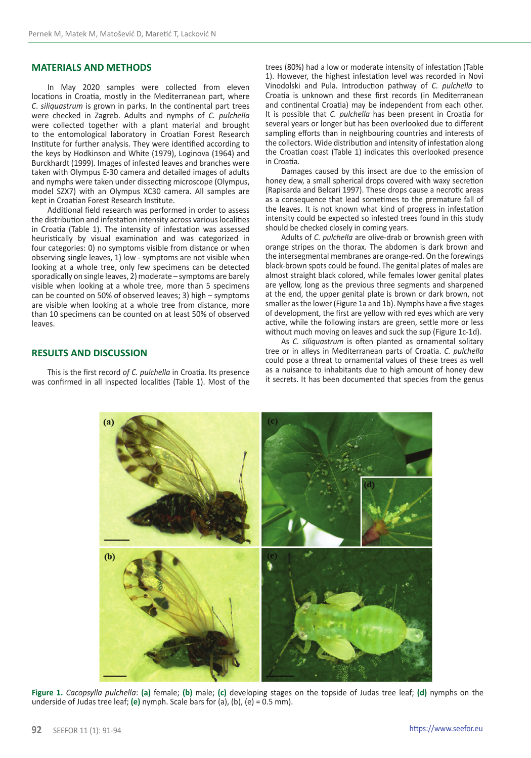## MATERIALS AND METHODS

In May 2020 samples were collected from eleven locations in Croatia, mostly in the Mediterranean part, where *C. siliquastrum* is grown in parks. In the continental part trees were checked in Zagreb. Adults and nymphs of *C. pulchella* were collected together with a plant material and brought to the entomological laboratory in Croatian Forest Research Institute for further analysis. They were identified according to the keys by Hodkinson and White (1979), Loginova (1964) and Burckhardt (1999). Images of infested leaves and branches were taken with Olympus E-30 camera and detailed images of adults and nymphs were taken under dissecting microscope (Olympus, model SZX7) with an Olympus XC30 camera. All samples are kept in Croatian Forest Research Institute.

Additional field research was performed in order to assess the distribution and infestation intensity across various localities in Croatia (Table 1). The intensity of infestation was assessed heuristically by visual examination and was categorized in four categories: 0) no symptoms visible from distance or when observing single leaves, 1) low - symptoms are not visible when looking at a whole tree, only few specimens can be detected sporadically on single leaves, 2) moderate – symptoms are barely visible when looking at a whole tree, more than 5 specimens can be counted on 50% of observed leaves; 3) high – symptoms are visible when looking at a whole tree from distance, more than 10 specimens can be counted on at least 50% of observed leaves.

## RESULTS AND DISCUSSION

This is the first record *of C. pulchella* in Croatia. Its presence was confirmed in all inspected localities (Table 1). Most of the trees (80%) had a low or moderate intensity of infestation (Table 1). However, the highest infestation level was recorded in Novi Vinodolski and Pula. Introduction pathway of *C. pulchella* to Croatia is unknown and these first records (in Mediterranean and continental Croatia) may be independent from each other. It is possible that *C. pulchella* has been present in Croatia for several years or longer but has been overlooked due to different sampling efforts than in neighbouring countries and interests of the collectors. Wide distribution and intensity of infestation along the Croatian coast (Table 1) indicates this overlooked presence in Croatia.

Damages caused by this insect are due to the emission of honey dew, a small spherical drops covered with waxy secretion (Rapisarda and Belcari 1997). These drops cause a necrotic areas as a consequence that lead sometimes to the premature fall of the leaves. It is not known what kind of progress in infestation intensity could be expected so infested trees found in this study should be checked closely in coming years.

Adults of *C. pulchella* are olive-drab or brownish green with orange stripes on the thorax. The abdomen is dark brown and the intersegmental membranes are orange-red. On the forewings black-brown spots could be found. The genital plates of males are almost straight black colored, while females lower genital plates are yellow, long as the previous three segments and sharpened at the end, the upper genital plate is brown or dark brown, not smaller as the lower (Figure 1a and 1b). Nymphs have a five stages of development, the first are yellow with red eyes which are very active, while the following instars are green, settle more or less without much moving on leaves and suck the sup (Figure 1c-1d).

As *C. siliquastrum* is often planted as ornamental solitary tree or in alleys in Mediterranean parts of Croatia. *C. pulchella* could pose a threat to ornamental values of these trees as well as a nuisance to inhabitants due to high amount of honey dew it secrets. It has been documented that species from the genus

**Figure 1.** *Cacopsylla pulchella*: **(a)** female; **(b)** male; **(c)** developing stages on the topside of Judas tree leaf; **(d)** nymphs on the underside of Judas tree leaf; **(e)** nymph. Scale bars for (a), (b), (e) = 0.5 mm).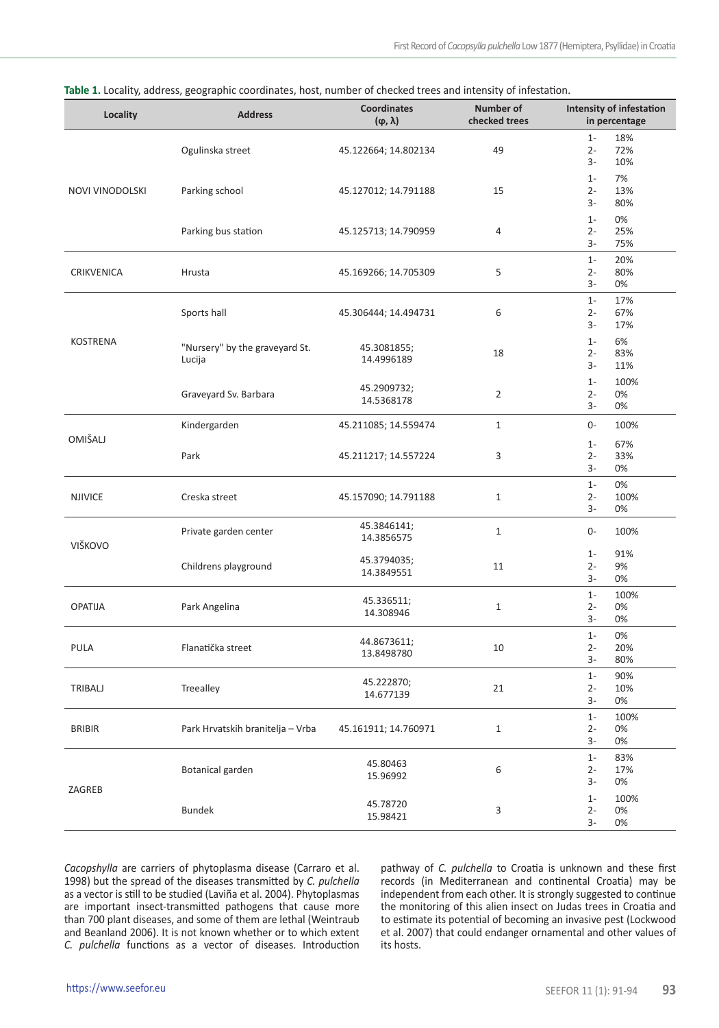**Table 1.** Locality, address, geographic coordinates, host, number of checked trees and intensity of infestation.

| Locality | Address | Coordinates (φ, λ) | Number of checked trees | Intensity of infestation in percentage |
|---|---|---|---|---|
| NOVI VINODOLSKI | Ogulinska street | 45.122664; 14.802134 | 49 | 1- 18%<br>2- 72%<br>3- 10% |
| | Parking school | 45.127012; 14.791188 | 15 | 1- 7%<br>2- 13%<br>3- 80% |
| | Parking bus station | 45.125713; 14.790959 | 4 | 1- 0%<br>2- 25%<br>3- 75% |
| CRIKVENICA | Hrusta | 45.169266; 14.705309 | 5 | 1- 20%<br>2- 80%<br>3- 0% |
| KOSTRENA | Sports hall | 45.306444; 14.494731 | 6 | 1- 17%<br>2- 67%<br>3- 17% |
| | "Nursery" by the graveyard St. Lucija | 45.3081855; 14.4996189 | 18 | 1- 6%<br>2- 83%<br>3- 11% |
| | Graveyard Sv. Barbara | 45.2909732; 14.5368178 | 2 | 1- 100%<br>2- 0%<br>3- 0% |
| OMIŠALJ | Kindergarden | 45.211085; 14.559474 | 1 | 0- 100% |
| | Park | 45.211217; 14.557224 | 3 | 1- 67%<br>2- 33%<br>3- 0% |
| NJIVICE | Creska street | 45.157090; 14.791188 | 1 | 1- 0%<br>2- 100%<br>3- 0% |
| VIŠKOVO | Private garden center | 45.3846141; 14.3856575 | 1 | 0- 100% |
| | Childrens playground | 45.3794035; 14.3849551 | 11 | 1- 91%<br>2- 9%<br>3- 0% |
| OPATIJA | Park Angelina | 45.336511; 14.308946 | 1 | 1- 100%<br>2- 0%<br>3- 0% |
| PULA | Flanatička street | 44.8673611; 13.8498780 | 10 | 1- 0%<br>2- 20%<br>3- 80% |
| TRIBALJ | Treealley | 45.222870; 14.677139 | 21 | 1- 90%<br>2- 10%<br>3- 0% |
| BRIBIR | Park Hrvatskih branitelja – Vrba | 45.161911; 14.760971 | 1 | 1- 100%<br>2- 0%<br>3- 0% |
| ZAGREB | Botanical garden | 45.80463 15.96992 | 6 | 1- 83%<br>2- 17%<br>3- 0% |
| | Bundek | 45.78720 15.98421 | 3 | 1- 100%<br>2- 0%<br>3- 0% |

*Cacopshylla* are carriers of phytoplasma disease (Carraro et al. 1998) but the spread of the diseases transmitted by *C. pulchella* as a vector is still to be studied (Laviña et al. 2004). Phytoplasmas are important insect-transmitted pathogens that cause more than 700 plant diseases, and some of them are lethal (Weintraub and Beanland 2006). It is not known whether or to which extent *C. pulchella* functions as a vector of diseases. Introduction pathway of *C. pulchella* to Croatia is unknown and these first records (in Mediterranean and continental Croatia) may be independent from each other. It is strongly suggested to continue the monitoring of this alien insect on Judas trees in Croatia and to estimate its potential of becoming an invasive pest (Lockwood et al. 2007) that could endanger ornamental and other values of its hosts.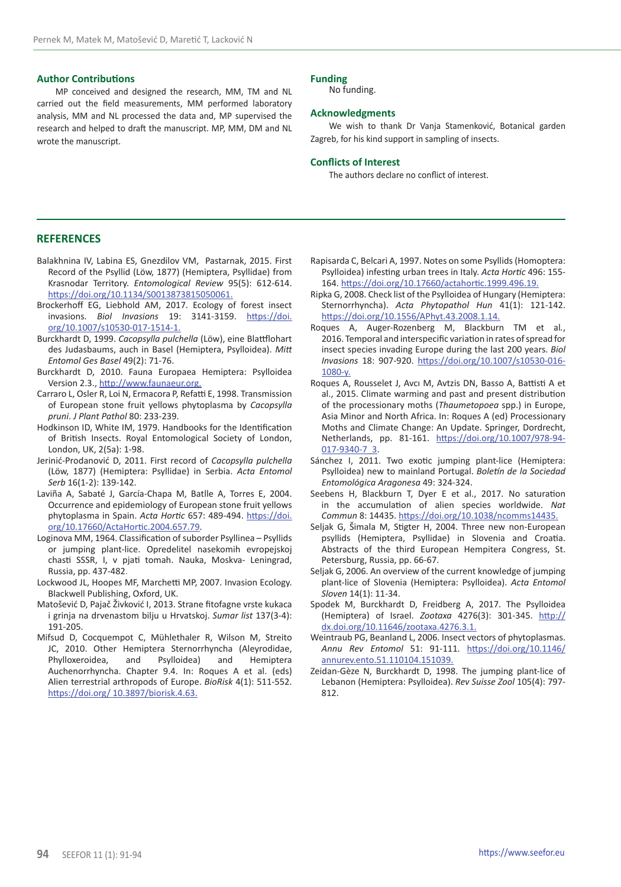## Author Contributions

MP conceived and designed the research, MM, TM and NL carried out the field measurements, MM performed laboratory analysis, MM and NL processed the data and, MP supervised the research and helped to draft the manuscript. MP, MM, DM and NL wrote the manuscript.

## Funding

No funding.

## Acknowledgments

We wish to thank Dr Vanja Stamenković, Botanical garden Zagreb, for his kind support in sampling of insects.

## Conflicts of Interest

The authors declare no conflict of interest.

## REFERENCES

Balakhnina IV, Labina ES, Gnezdilov VM, Pastarnak, 2015. First Record of the Psyllid (Löw, 1877) (Hemiptera, Psyllidae) from Krasnodar Territory. *Entomological Review* 95(5): 612-614. https://doi.org/10.1134/S0013873815050061.

Brockerhoff EG, Liebhold AM, 2017. Ecology of forest insect invasions. *Biol Invasions* 19: 3141-3159. https://doi.org/10.1007/s10530-017-1514-1.

Burckhardt D, 1999. *Cacopsylla pulchella* (Löw), eine Blattflohart des Judasbaums, auch in Basel (Hemiptera, Psylloidea). *Mitt Entomol Ges Basel* 49(2): 71-76.

Burckhardt D, 2010. Fauna Europaea Hemiptera: Psylloidea Version 2.3., http://www.faunaeur.org.

Carraro L, Osler R, Loi N, Ermacora P, Refatti E, 1998. Transmission of European stone fruit yellows phytoplasma by *Cacopsylla pruni*. *J Plant Pathol* 80: 233-239.

Hodkinson ID, White IM, 1979. Handbooks for the Identification of British Insects. Royal Entomological Society of London, London, UK, 2(5a): 1-98.

Jerinić-Prodanović D, 2011. First record of *Cacopsylla pulchella* (Löw, 1877) (Hemiptera: Psyllidae) in Serbia. *Acta Entomol Serb* 16(1-2): 139-142.

Laviña A, Sabaté J, García-Chapa M, Batlle A, Torres E, 2004. Occurrence and epidemiology of European stone fruit yellows phytoplasma in Spain. *Acta Hortic* 657: 489-494. https://doi.org/10.17660/ActaHortic.2004.657.79.

Loginova MM, 1964. Classification of suborder Psyllinea – Psyllids or jumping plant-lice. Opredelitel nasekomih evropejskoj chasti SSSR, I, v pjati tomah. Nauka, Moskva- Leningrad, Russia, pp. 437-482.

Lockwood JL, Hoopes MF, Marchetti MP, 2007. Invasion Ecology. Blackwell Publishing, Oxford, UK.

Matošević D, Pajač Živković I, 2013. Strane fitofagne vrste kukaca i grinja na drvenastom bilju u Hrvatskoj. *Sumar list* 137(3-4): 191-205.

Mifsud D, Cocquempot C, Mühlethaler R, Wilson M, Streito JC, 2010. Other Hemiptera Sternorrhyncha (Aleyrodidae, Phylloxeroidea, and Psylloidea) and Hemiptera Auchenorrhyncha. Chapter 9.4. In: Roques A et al. (eds) Alien terrestrial arthropods of Europe. *BioRisk* 4(1): 511-552. https://doi.org/ 10.3897/biorisk.4.63.

Rapisarda C, Belcari A, 1997. Notes on some Psyllids (Homoptera: Psylloidea) infesting urban trees in Italy. *Acta Hortic* 496: 155-164. https://doi.org/10.17660/actahortic.1999.496.19.

Ripka G, 2008. Check list of the Psylloidea of Hungary (Hemiptera: Sternorrhyncha). *Acta Phytopathol Hun* 41(1): 121-142. https://doi.org/10.1556/APhyt.43.2008.1.14.

Roques A, Auger-Rozenberg M, Blackburn TM et al., 2016. Temporal and interspecific variation in rates of spread for insect species invading Europe during the last 200 years. *Biol Invasions* 18: 907-920. https://doi.org/10.1007/s10530-016-1080-y.

Roques A, Rousselet J, Avcı M, Avtzis DN, Basso A, Battisti A et al., 2015. Climate warming and past and present distribution of the processionary moths (*Thaumetopoea* spp.) in Europe, Asia Minor and North Africa. In: Roques A (ed) Processionary Moths and Climate Change: An Update. Springer, Dordrecht, Netherlands, pp. 81-161. https://doi.org/10.1007/978-94-017-9340-7_3.

Sánchez I, 2011. Two exotic jumping plant-lice (Hemiptera: Psylloidea) new to mainland Portugal. *Boletín de la Sociedad Entomológica Aragonesa* 49: 324-324.

Seebens H, Blackburn T, Dyer E et al., 2017. No saturation in the accumulation of alien species worldwide. *Nat Commun* 8: 14435. https://doi.org/10.1038/ncomms14435.

Seljak G, Šimala M, Stigter H, 2004. Three new non-European psyllids (Hemiptera, Psyllidae) in Slovenia and Croatia. Abstracts of the third European Hempitera Congress, St. Petersburg, Russia, pp. 66-67.

Seljak G, 2006. An overview of the current knowledge of jumping plant-lice of Slovenia (Hemiptera: Psylloidea). *Acta Entomol Sloven* 14(1): 11-34.

Spodek M, Burckhardt D, Freidberg A, 2017. The Psylloidea (Hemiptera) of Israel. *Zootaxa* 4276(3): 301-345. http://dx.doi.org/10.11646/zootaxa.4276.3.1.

Weintraub PG, Beanland L, 2006. Insect vectors of phytoplasmas. *Annu Rev Entomol* 51: 91-111. https://doi.org/10.1146/annurev.ento.51.110104.151039.

Zeidan-Gèze N, Burckhardt D, 1998. The jumping plant-lice of Lebanon (Hemiptera: Psylloidea). *Rev Suisse Zool* 105(4): 797-812.